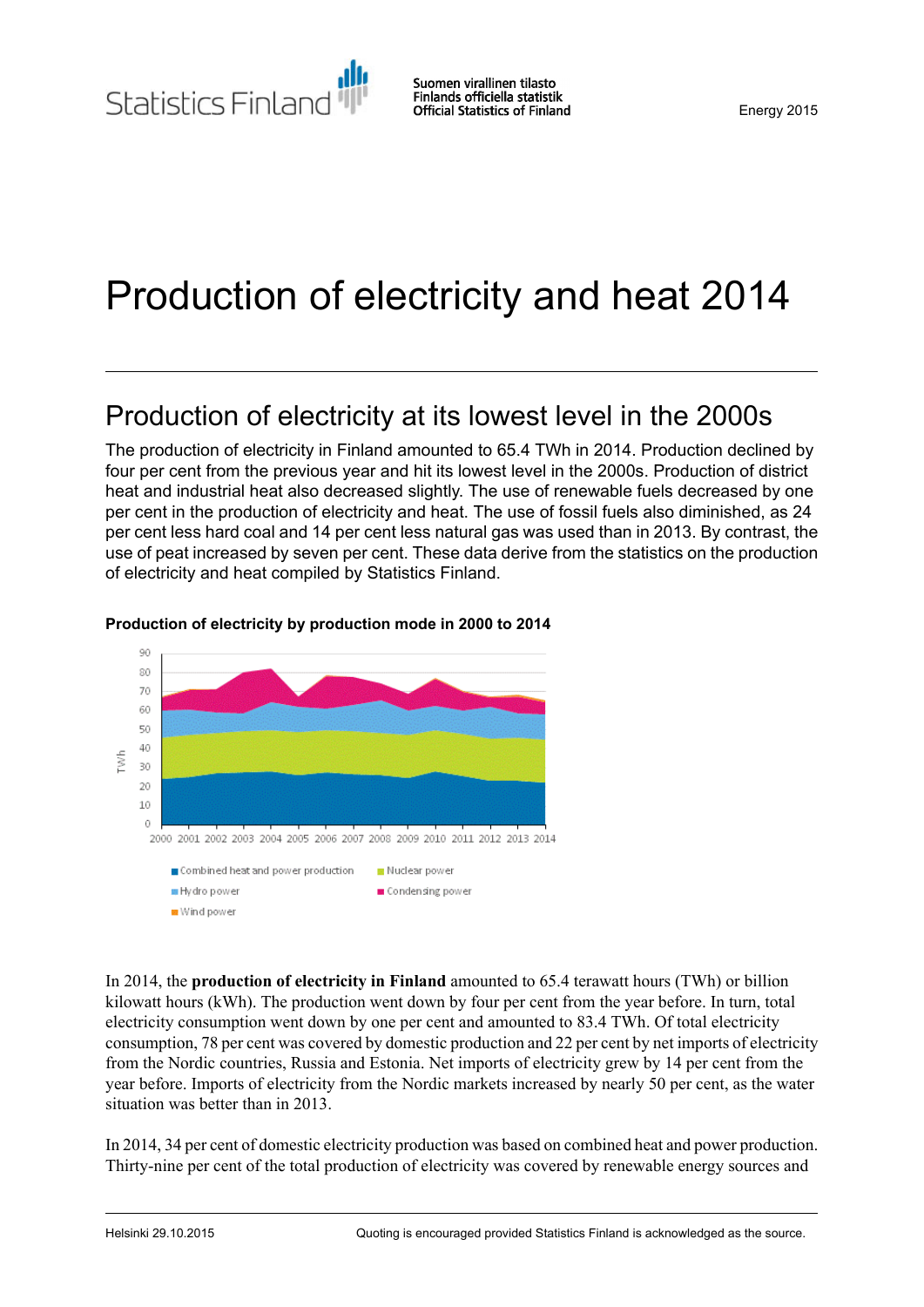Statistics Finland

Suomen virallinen tilasto
Finlands officiella statistik
Official Statistics of Finland

Energy 2015

# Production of electricity and heat 2014

## Production of electricity at its lowest level in the 2000s

The production of electricity in Finland amounted to 65.4 TWh in 2014. Production declined by four per cent from the previous year and hit its lowest level in the 2000s. Production of district heat and industrial heat also decreased slightly. The use of renewable fuels decreased by one per cent in the production of electricity and heat. The use of fossil fuels also diminished, as 24 per cent less hard coal and 14 per cent less natural gas was used than in 2013. By contrast, the use of peat increased by seven per cent. These data derive from the statistics on the production of electricity and heat compiled by Statistics Finland.

**Production of electricity by production mode in 2000 to 2014**

In 2014, the **production of electricity in Finland** amounted to 65.4 terawatt hours (TWh) or billion kilowatt hours (kWh). The production went down by four per cent from the year before. In turn, total electricity consumption went down by one per cent and amounted to 83.4 TWh. Of total electricity consumption, 78 per cent was covered by domestic production and 22 per cent by net imports of electricity from the Nordic countries, Russia and Estonia. Net imports of electricity grew by 14 per cent from the year before. Imports of electricity from the Nordic markets increased by nearly 50 per cent, as the water situation was better than in 2013.

In 2014, 34 per cent of domestic electricity production was based on combined heat and power production. Thirty-nine per cent of the total production of electricity was covered by renewable energy sources and

Helsinki 29.10.2015

Quoting is encouraged provided Statistics Finland is acknowledged as the source.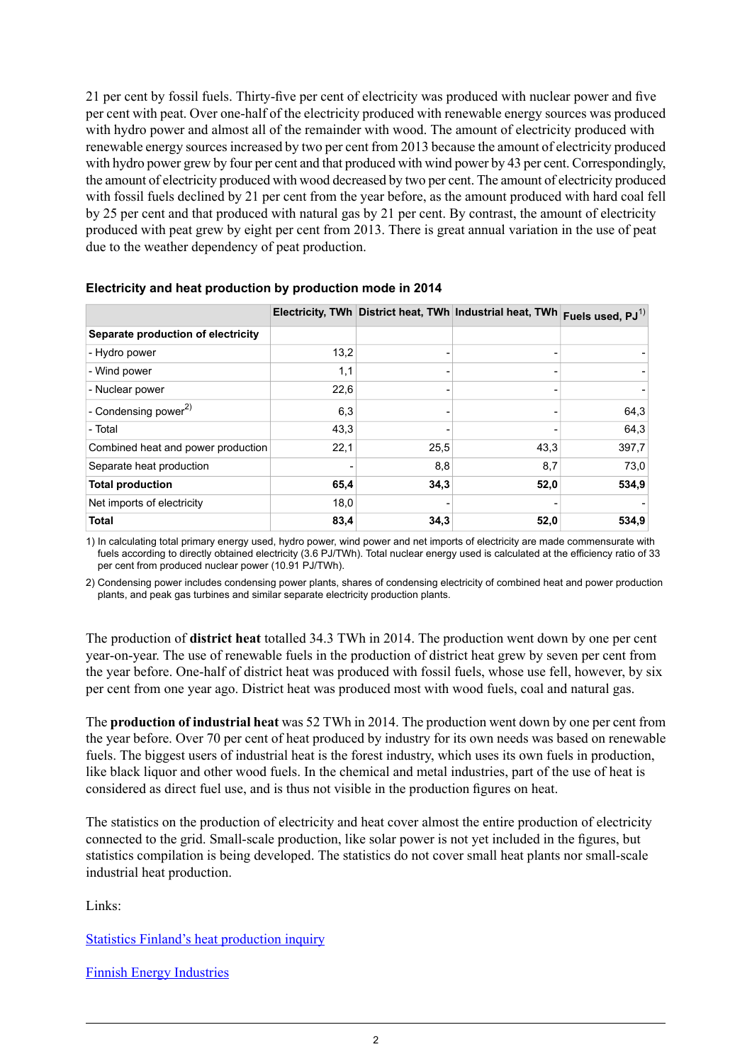21 per cent by fossil fuels. Thirty-five per cent of electricity was produced with nuclear power and five per cent with peat. Over one-half of the electricity produced with renewable energy sources was produced with hydro power and almost all of the remainder with wood. The amount of electricity produced with renewable energy sources increased by two per cent from 2013 because the amount of electricity produced with hydro power grew by four per cent and that produced with wind power by 43 per cent. Correspondingly, the amount of electricity produced with wood decreased by two per cent. The amount of electricity produced with fossil fuels declined by 21 per cent from the year before, as the amount produced with hard coal fell by 25 per cent and that produced with natural gas by 21 per cent. By contrast, the amount of electricity produced with peat grew by eight per cent from 2013. There is great annual variation in the use of peat due to the weather dependency of peat production.

**Electricity and heat production by production mode in 2014**

| | Electricity, TWh | District heat, TWh | Industrial heat, TWh | Fuels used, PJ[1] |
|---|---|---|---|---|
| **Separate production of electricity** | | | | |
| - Hydro power | 13,2 | - | - | - |
| - Wind power | 1,1 | - | - | - |
| - Nuclear power | 22,6 | - | - | - |
| - Condensing power[2] | 6,3 | - | - | 64,3 |
| - Total | 43,3 | - | - | 64,3 |
| Combined heat and power production | 22,1 | 25,5 | 43,3 | 397,7 |
| Separate heat production | - | 8,8 | 8,7 | 73,0 |
| **Total production** | **65,4** | **34,3** | **52,0** | **534,9** |
| Net imports of electricity | 18,0 | - | - | - |
| **Total** | **83,4** | **34,3** | **52,0** | **534,9** |

1) In calculating total primary energy used, hydro power, wind power and net imports of electricity are made commensurate with fuels according to directly obtained electricity (3.6 PJ/TWh). Total nuclear energy used is calculated at the efficiency ratio of 33 per cent from produced nuclear power (10.91 PJ/TWh).

2) Condensing power includes condensing power plants, shares of condensing electricity of combined heat and power production plants, and peak gas turbines and similar separate electricity production plants.

The production of **district heat** totalled 34.3 TWh in 2014. The production went down by one per cent year-on-year. The use of renewable fuels in the production of district heat grew by seven per cent from the year before. One-half of district heat was produced with fossil fuels, whose use fell, however, by six per cent from one year ago. District heat was produced most with wood fuels, coal and natural gas.

The **production of industrial heat** was 52 TWh in 2014. The production went down by one per cent from the year before. Over 70 per cent of heat produced by industry for its own needs was based on renewable fuels. The biggest users of industrial heat is the forest industry, which uses its own fuels in production, like black liquor and other wood fuels. In the chemical and metal industries, part of the use of heat is considered as direct fuel use, and is thus not visible in the production figures on heat.

The statistics on the production of electricity and heat cover almost the entire production of electricity connected to the grid. Small-scale production, like solar power is not yet included in the figures, but statistics compilation is being developed. The statistics do not cover small heat plants nor small-scale industrial heat production.

Links:

Statistics Finland's heat production inquiry

Finnish Energy Industries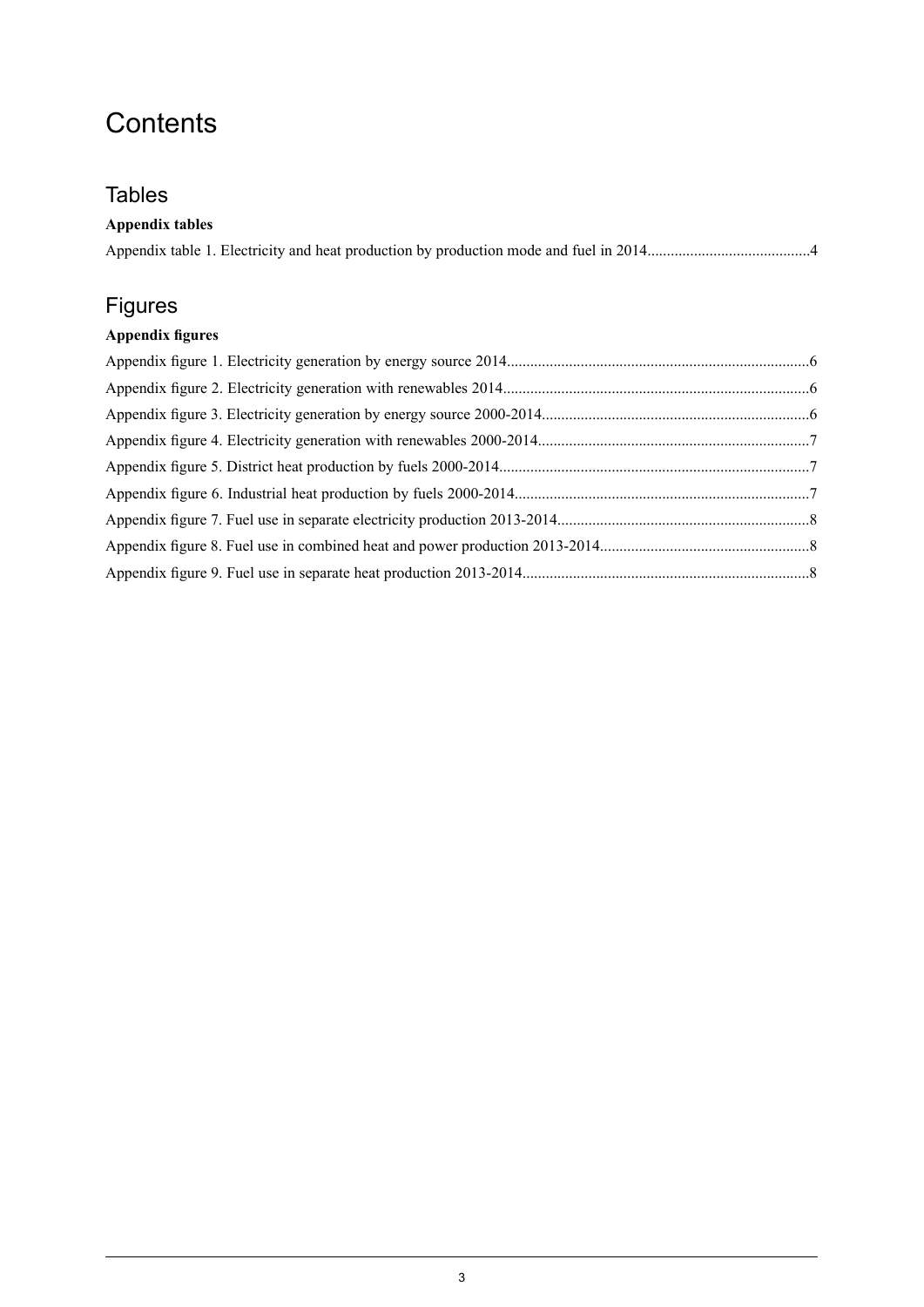# Contents

## Tables

**Appendix tables**

Appendix table 1. Electricity and heat production by production mode and fuel in 2014..........................................4

## Figures

**Appendix figures**

Appendix figure 1. Electricity generation by energy source 2014.............................................................................6

Appendix figure 2. Electricity generation with renewables 2014..............................................................................6

Appendix figure 3. Electricity generation by energy source 2000-2014....................................................................6

Appendix figure 4. Electricity generation with renewables 2000-2014.....................................................................7

Appendix figure 5. District heat production by fuels 2000-2014...............................................................................7

Appendix figure 6. Industrial heat production by fuels 2000-2014...........................................................................7

Appendix figure 7. Fuel use in separate electricity production 2013-2014................................................................8

Appendix figure 8. Fuel use in combined heat and power production 2013-2014......................................................8

Appendix figure 9. Fuel use in separate heat production 2013-2014.........................................................................8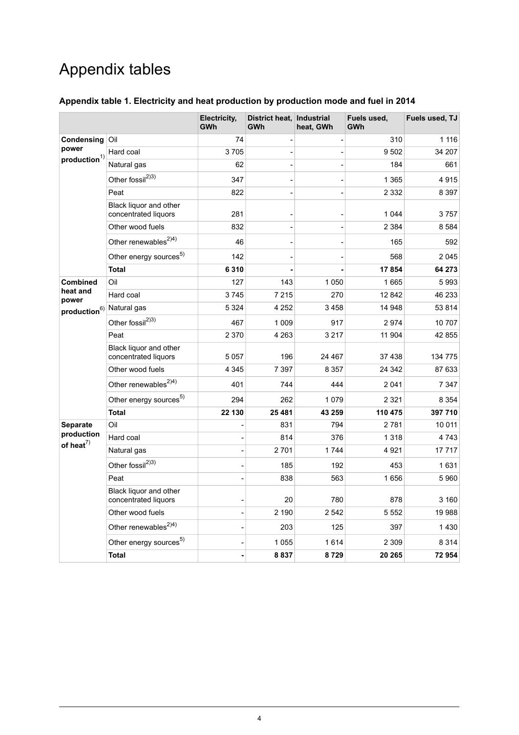# Appendix tables

### Appendix table 1. Electricity and heat production by production mode and fuel in 2014

| | | Electricity, GWh | District heat, GWh | Industrial heat, GWh | Fuels used, GWh | Fuels used, TJ |
|---|---|---|---|---|---|---|
| **Condensing power production**[1] | Oil | 74 | - | - | 310 | 1 116 |
| | Hard coal | 3 705 | - | - | 9 502 | 34 207 |
| | Natural gas | 62 | - | - | 184 | 661 |
| | Other fossil[2)3)] | 347 | - | - | 1 365 | 4 915 |
| | Peat | 822 | - | - | 2 332 | 8 397 |
| | Black liquor and other concentrated liquors | 281 | - | - | 1 044 | 3 757 |
| | Other wood fuels | 832 | - | - | 2 384 | 8 584 |
| | Other renewables[2)4)] | 46 | - | - | 165 | 592 |
| | Other energy sources[5] | 142 | - | - | 568 | 2 045 |
| | **Total** | **6 310** | **-** | **-** | **17 854** | **64 273** |
| **Combined heat and power production**[6] | Oil | 127 | 143 | 1 050 | 1 665 | 5 993 |
| | Hard coal | 3 745 | 7 215 | 270 | 12 842 | 46 233 |
| | Natural gas | 5 324 | 4 252 | 3 458 | 14 948 | 53 814 |
| | Other fossil[2)3)] | 467 | 1 009 | 917 | 2 974 | 10 707 |
| | Peat | 2 370 | 4 263 | 3 217 | 11 904 | 42 855 |
| | Black liquor and other concentrated liquors | 5 057 | 196 | 24 467 | 37 438 | 134 775 |
| | Other wood fuels | 4 345 | 7 397 | 8 357 | 24 342 | 87 633 |
| | Other renewables[2)4)] | 401 | 744 | 444 | 2 041 | 7 347 |
| | Other energy sources[5] | 294 | 262 | 1 079 | 2 321 | 8 354 |
| | **Total** | **22 130** | **25 481** | **43 259** | **110 475** | **397 710** |
| **Separate production of heat**[7] | Oil | - | 831 | 794 | 2 781 | 10 011 |
| | Hard coal | - | 814 | 376 | 1 318 | 4 743 |
| | Natural gas | - | 2 701 | 1 744 | 4 921 | 17 717 |
| | Other fossil[2)3)] | - | 185 | 192 | 453 | 1 631 |
| | Peat | - | 838 | 563 | 1 656 | 5 960 |
| | Black liquor and other concentrated liquors | - | 20 | 780 | 878 | 3 160 |
| | Other wood fuels | - | 2 190 | 2 542 | 5 552 | 19 988 |
| | Other renewables[2)4)] | - | 203 | 125 | 397 | 1 430 |
| | Other energy sources[5] | - | 1 055 | 1 614 | 2 309 | 8 314 |
| | **Total** | **-** | **8 837** | **8 729** | **20 265** | **72 954** |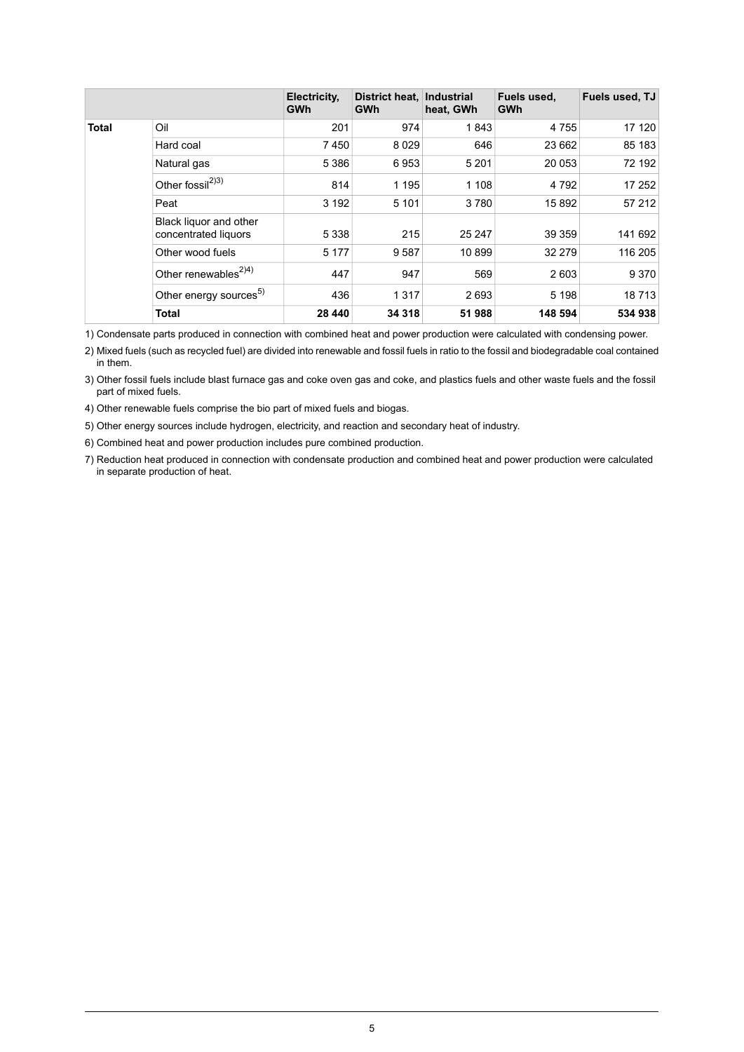| | | Electricity, GWh | District heat, GWh | Industrial heat, GWh | Fuels used, GWh | Fuels used, TJ |
|---|---|---|---|---|---|---|
| **Total** | Oil | 201 | 974 | 1 843 | 4 755 | 17 120 |
| | Hard coal | 7 450 | 8 029 | 646 | 23 662 | 85 183 |
| | Natural gas | 5 386 | 6 953 | 5 201 | 20 053 | 72 192 |
| | Other fossil[2)3)] | 814 | 1 195 | 1 108 | 4 792 | 17 252 |
| | Peat | 3 192 | 5 101 | 3 780 | 15 892 | 57 212 |
| | Black liquor and other concentrated liquors | 5 338 | 215 | 25 247 | 39 359 | 141 692 |
| | Other wood fuels | 5 177 | 9 587 | 10 899 | 32 279 | 116 205 |
| | Other renewables[2)4)] | 447 | 947 | 569 | 2 603 | 9 370 |
| | Other energy sources[5)] | 436 | 1 317 | 2 693 | 5 198 | 18 713 |
| | **Total** | **28 440** | **34 318** | **51 988** | **148 594** | **534 938** |

1) Condensate parts produced in connection with combined heat and power production were calculated with condensing power.

2) Mixed fuels (such as recycled fuel) are divided into renewable and fossil fuels in ratio to the fossil and biodegradable coal contained in them.

3) Other fossil fuels include blast furnace gas and coke oven gas and coke, and plastics fuels and other waste fuels and the fossil part of mixed fuels.

4) Other renewable fuels comprise the bio part of mixed fuels and biogas.

5) Other energy sources include hydrogen, electricity, and reaction and secondary heat of industry.

6) Combined heat and power production includes pure combined production.

7) Reduction heat produced in connection with condensate production and combined heat and power production were calculated in separate production of heat.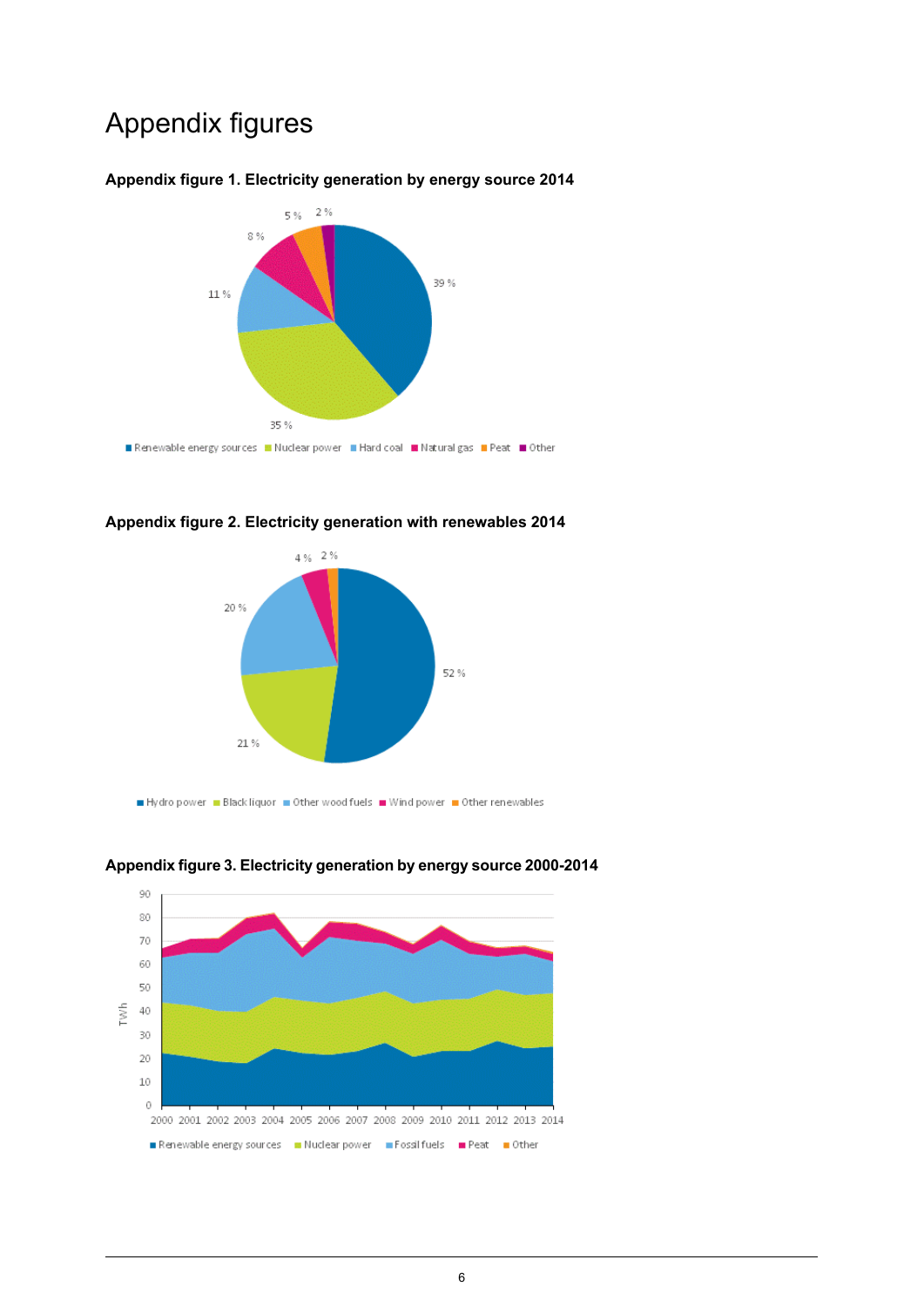# Appendix figures

**Appendix figure 1. Electricity generation by energy source 2014**

**Appendix figure 2. Electricity generation with renewables 2014**

**Appendix figure 3. Electricity generation by energy source 2000-2014**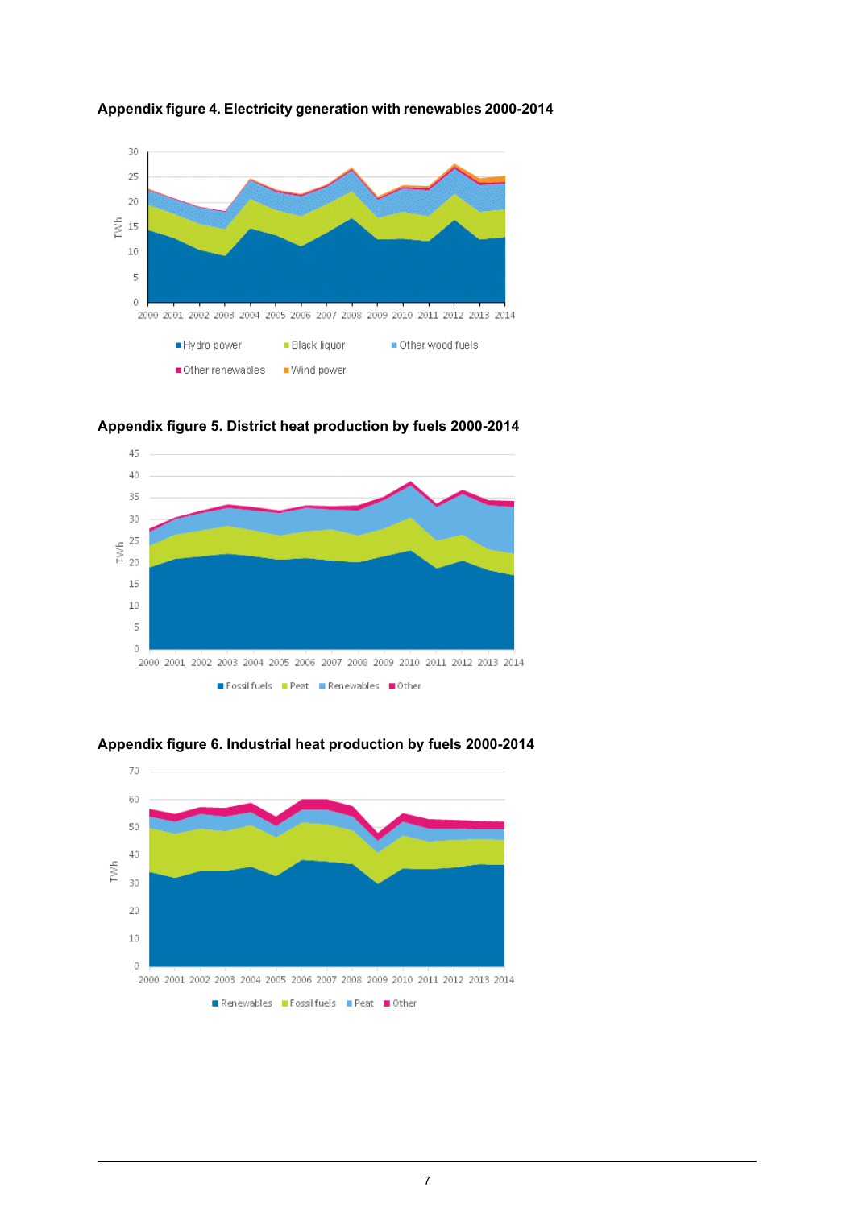**Appendix figure 4. Electricity generation with renewables 2000-2014**

**Appendix figure 5. District heat production by fuels 2000-2014**

**Appendix figure 6. Industrial heat production by fuels 2000-2014**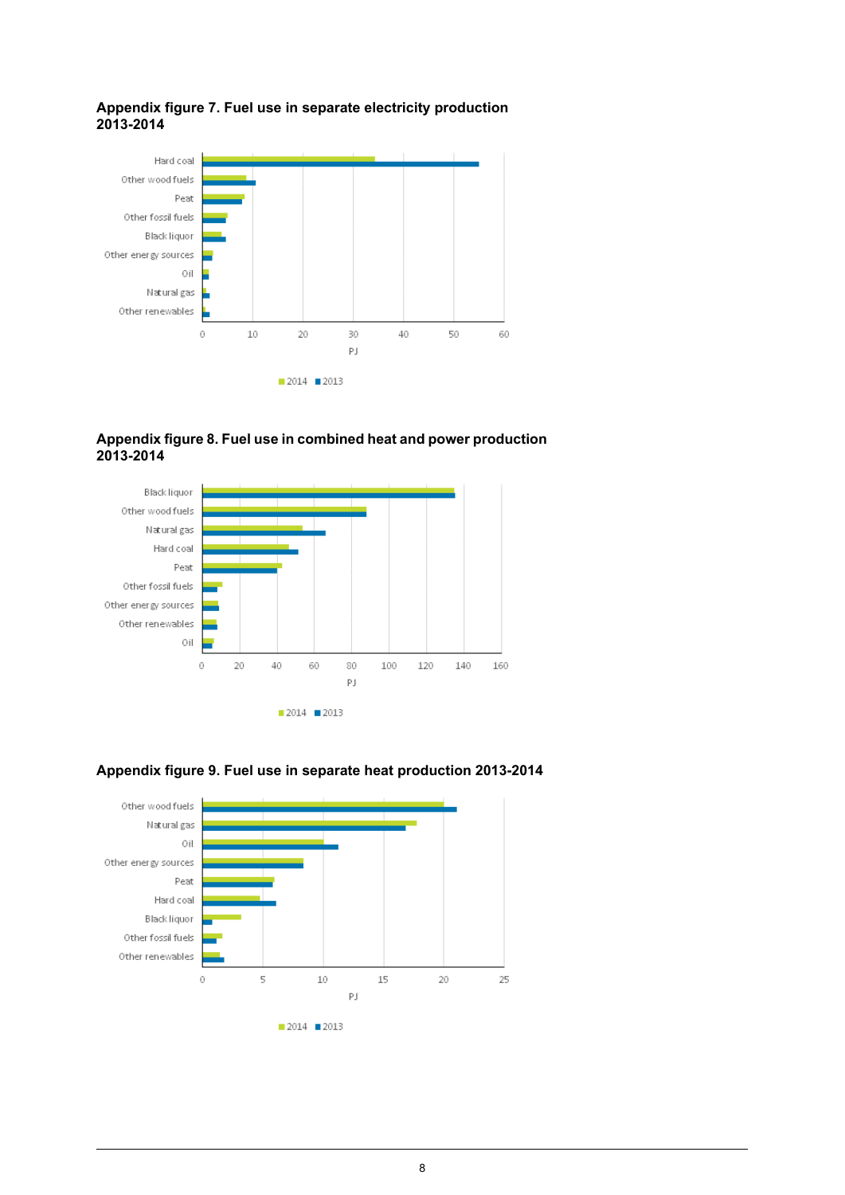**Appendix figure 7. Fuel use in separate electricity production 2013-2014**

**Appendix figure 8. Fuel use in combined heat and power production 2013-2014**

**Appendix figure 9. Fuel use in separate heat production 2013-2014**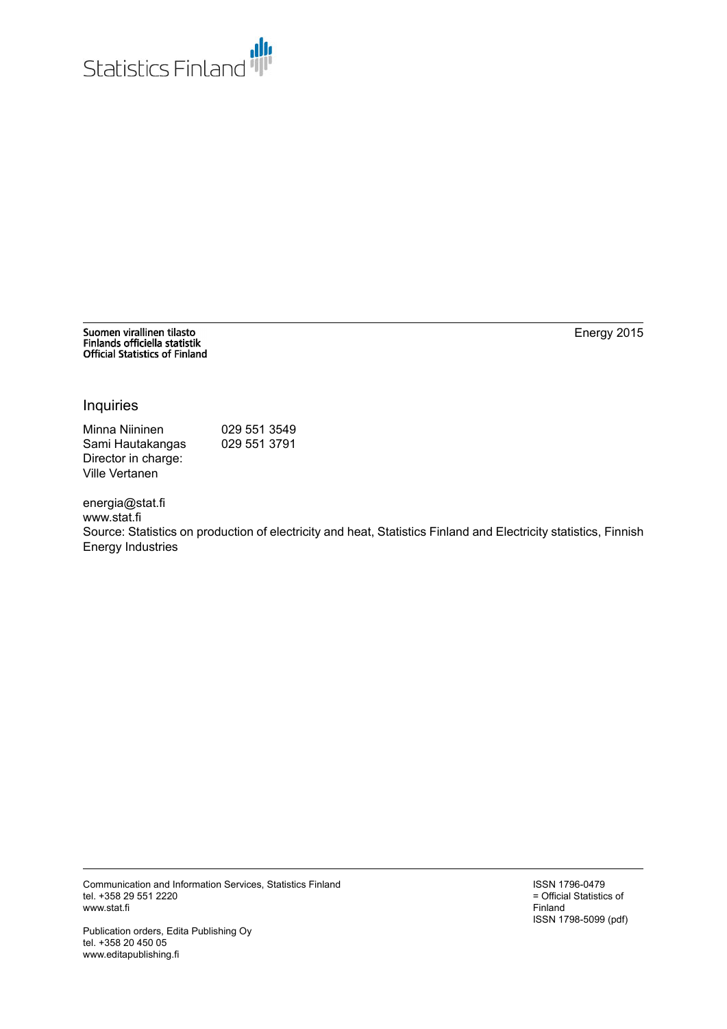Statistics Finland

Suomen virallinen tilasto
Finlands officiella statistik
Official Statistics of Finland

Energy 2015

## Inquiries

| | |
|---|---|
| Minna Niininen | 029 551 3549 |
| Sami Hautakangas | 029 551 3791 |
| Director in charge: | |
| Ville Vertanen | |

energia@stat.fi
www.stat.fi
Source: Statistics on production of electricity and heat, Statistics Finland and Electricity statistics, Finnish Energy Industries

Communication and Information Services, Statistics Finland
tel. +358 29 551 2220
www.stat.fi

Publication orders, Edita Publishing Oy
tel. +358 20 450 05
www.editapublishing.fi

ISSN 1796-0479
= Official Statistics of Finland
ISSN 1798-5099 (pdf)